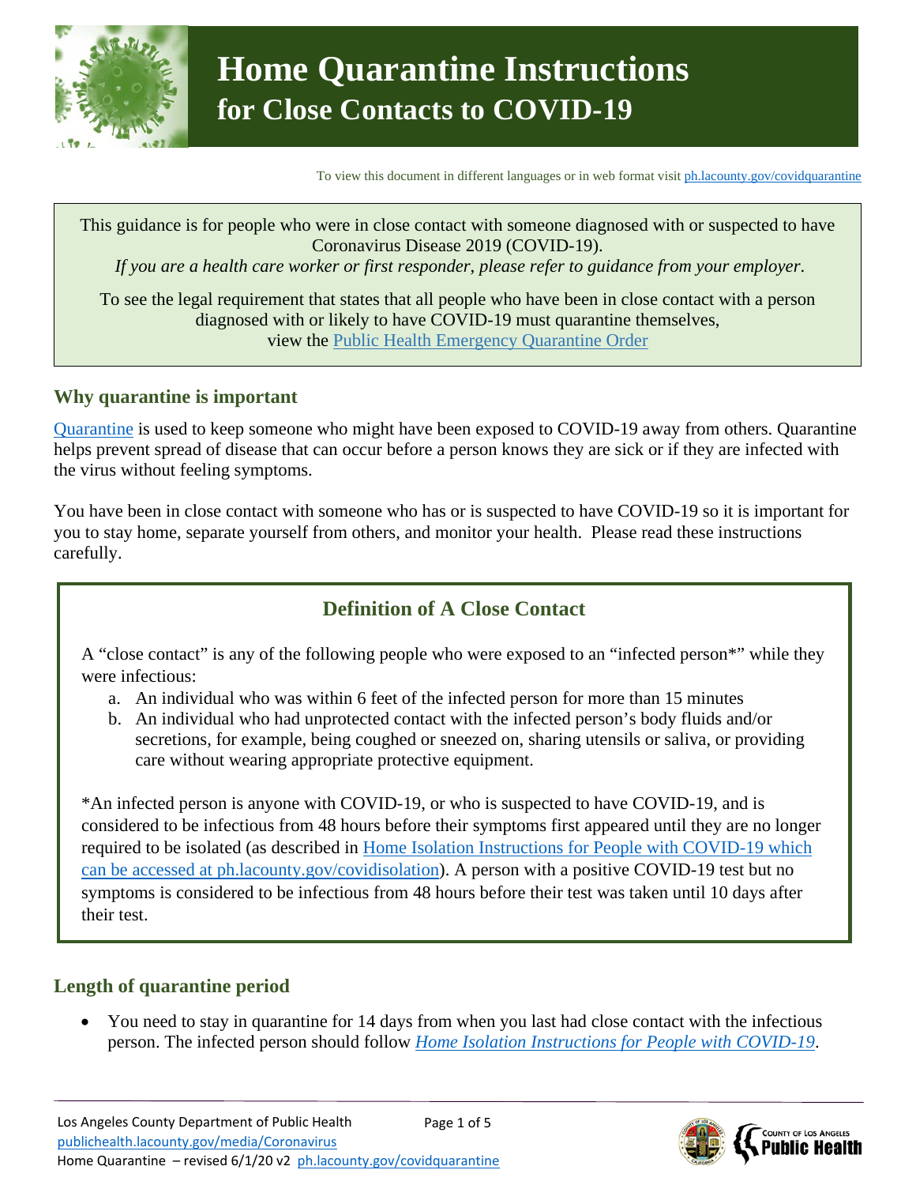# Home Quarantine Instructions
## for Close Contacts to COVID-19

To view this document in different languages or in web format visit ph.lacounty.gov/covidquarantine

This guidance is for people who were in close contact with someone diagnosed with or suspected to have Coronavirus Disease 2019 (COVID-19).
*If you are a health care worker or first responder, please refer to guidance from your employer.*

To see the legal requirement that states that all people who have been in close contact with a person diagnosed with or likely to have COVID-19 must quarantine themselves, view the Public Health Emergency Quarantine Order

### Why quarantine is important

Quarantine is used to keep someone who might have been exposed to COVID-19 away from others. Quarantine helps prevent spread of disease that can occur before a person knows they are sick or if they are infected with the virus without feeling symptoms.

You have been in close contact with someone who has or is suspected to have COVID-19 so it is important for you to stay home, separate yourself from others, and monitor your health. Please read these instructions carefully.

### Definition of A Close Contact

A "close contact" is any of the following people who were exposed to an "infected person*" while they were infectious:

a. An individual who was within 6 feet of the infected person for more than 15 minutes
b. An individual who had unprotected contact with the infected person's body fluids and/or secretions, for example, being coughed or sneezed on, sharing utensils or saliva, or providing care without wearing appropriate protective equipment.

*An infected person is anyone with COVID-19, or who is suspected to have COVID-19, and is considered to be infectious from 48 hours before their symptoms first appeared until they are no longer required to be isolated (as described in Home Isolation Instructions for People with COVID-19 which can be accessed at ph.lacounty.gov/covidisolation). A person with a positive COVID-19 test but no symptoms is considered to be infectious from 48 hours before their test was taken until 10 days after their test.

### Length of quarantine period

- You need to stay in quarantine for 14 days from when you last had close contact with the infectious person. The infected person should follow *Home Isolation Instructions for People with COVID-19*.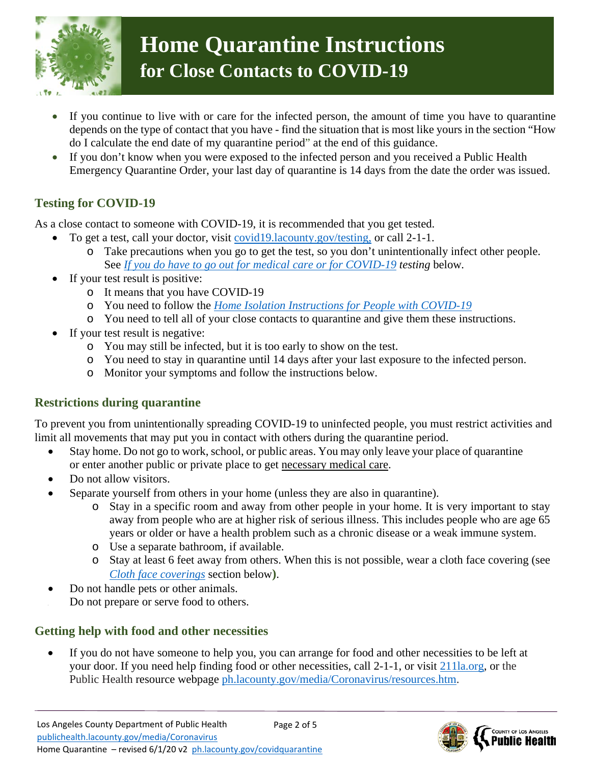- If you continue to live with or care for the infected person, the amount of time you have to quarantine depends on the type of contact that you have - find the situation that is most like yours in the section "How do I calculate the end date of my quarantine period" at the end of this guidance.
- If you don't know when you were exposed to the infected person and you received a Public Health Emergency Quarantine Order, your last day of quarantine is 14 days from the date the order was issued.

## Testing for COVID-19

As a close contact to someone with COVID-19, it is recommended that you get tested.

- To get a test, call your doctor, visit covid19.lacounty.gov/testing, or call 2-1-1.
  - Take precautions when you go to get the test, so you don't unintentionally infect other people. See *If you do have to go out for medical care or for COVID-19 testing* below.
- If your test result is positive:
  - It means that you have COVID-19
  - You need to follow the *Home Isolation Instructions for People with COVID-19*
  - You need to tell all of your close contacts to quarantine and give them these instructions.
- If your test result is negative:
  - You may still be infected, but it is too early to show on the test.
  - You need to stay in quarantine until 14 days after your last exposure to the infected person.
  - Monitor your symptoms and follow the instructions below.

## Restrictions during quarantine

To prevent you from unintentionally spreading COVID-19 to uninfected people, you must restrict activities and limit all movements that may put you in contact with others during the quarantine period.

- Stay home. Do not go to work, school, or public areas. You may only leave your place of quarantine or enter another public or private place to get necessary medical care.
- Do not allow visitors.
- Separate yourself from others in your home (unless they are also in quarantine).
  - Stay in a specific room and away from other people in your home. It is very important to stay away from people who are at higher risk of serious illness. This includes people who are age 65 years or older or have a health problem such as a chronic disease or a weak immune system.
  - Use a separate bathroom, if available.
  - Stay at least 6 feet away from others. When this is not possible, wear a cloth face covering (see *Cloth face coverings* section below).
- Do not handle pets or other animals.
- Do not prepare or serve food to others.

## Getting help with food and other necessities

- If you do not have someone to help you, you can arrange for food and other necessities to be left at your door. If you need help finding food or other necessities, call 2-1-1, or visit 211la.org, or the Public Health resource webpage ph.lacounty.gov/media/Coronavirus/resources.htm.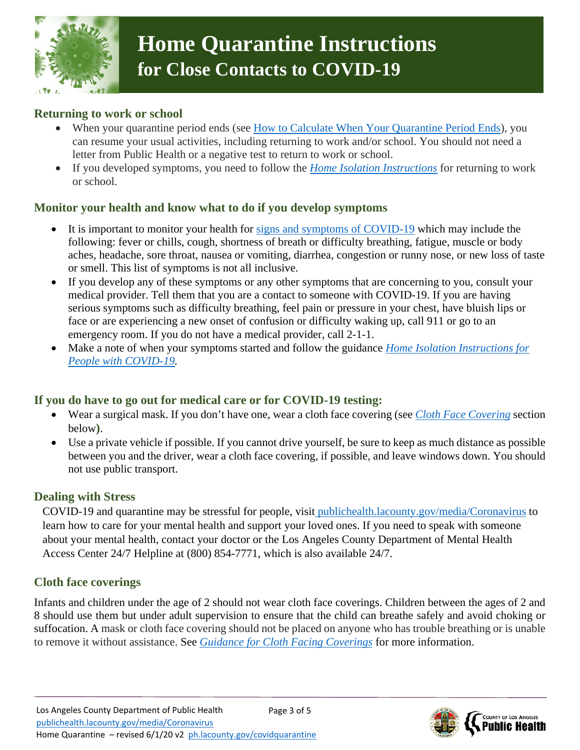# Home Quarantine Instructions for Close Contacts to COVID-19

## Returning to work or school

- When your quarantine period ends (see How to Calculate When Your Quarantine Period Ends), you can resume your usual activities, including returning to work and/or school. You should not need a letter from Public Health or a negative test to return to work or school.
- If you developed symptoms, you need to follow the *Home Isolation Instructions* for returning to work or school.

## Monitor your health and know what to do if you develop symptoms

- It is important to monitor your health for signs and symptoms of COVID-19 which may include the following: fever or chills, cough, shortness of breath or difficulty breathing, fatigue, muscle or body aches, headache, sore throat, nausea or vomiting, diarrhea, congestion or runny nose, or new loss of taste or smell. This list of symptoms is not all inclusive.
- If you develop any of these symptoms or any other symptoms that are concerning to you, consult your medical provider. Tell them that you are a contact to someone with COVID-19. If you are having serious symptoms such as difficulty breathing, feel pain or pressure in your chest, have bluish lips or face or are experiencing a new onset of confusion or difficulty waking up, call 911 or go to an emergency room. If you do not have a medical provider, call 2-1-1.
- Make a note of when your symptoms started and follow the guidance *Home Isolation Instructions for People with COVID-19*.

## If you do have to go out for medical care or for COVID-19 testing:

- Wear a surgical mask. If you don't have one, wear a cloth face covering (see *Cloth Face Covering* section below).
- Use a private vehicle if possible. If you cannot drive yourself, be sure to keep as much distance as possible between you and the driver, wear a cloth face covering, if possible, and leave windows down. You should not use public transport.

## Dealing with Stress

COVID-19 and quarantine may be stressful for people, visit publichealth.lacounty.gov/media/Coronavirus to learn how to care for your mental health and support your loved ones. If you need to speak with someone about your mental health, contact your doctor or the Los Angeles County Department of Mental Health Access Center 24/7 Helpline at (800) 854-7771, which is also available 24/7.

## Cloth face coverings

Infants and children under the age of 2 should not wear cloth face coverings. Children between the ages of 2 and 8 should use them but under adult supervision to ensure that the child can breathe safely and avoid choking or suffocation. A mask or cloth face covering should not be placed on anyone who has trouble breathing or is unable to remove it without assistance. See *Guidance for Cloth Facing Coverings* for more information.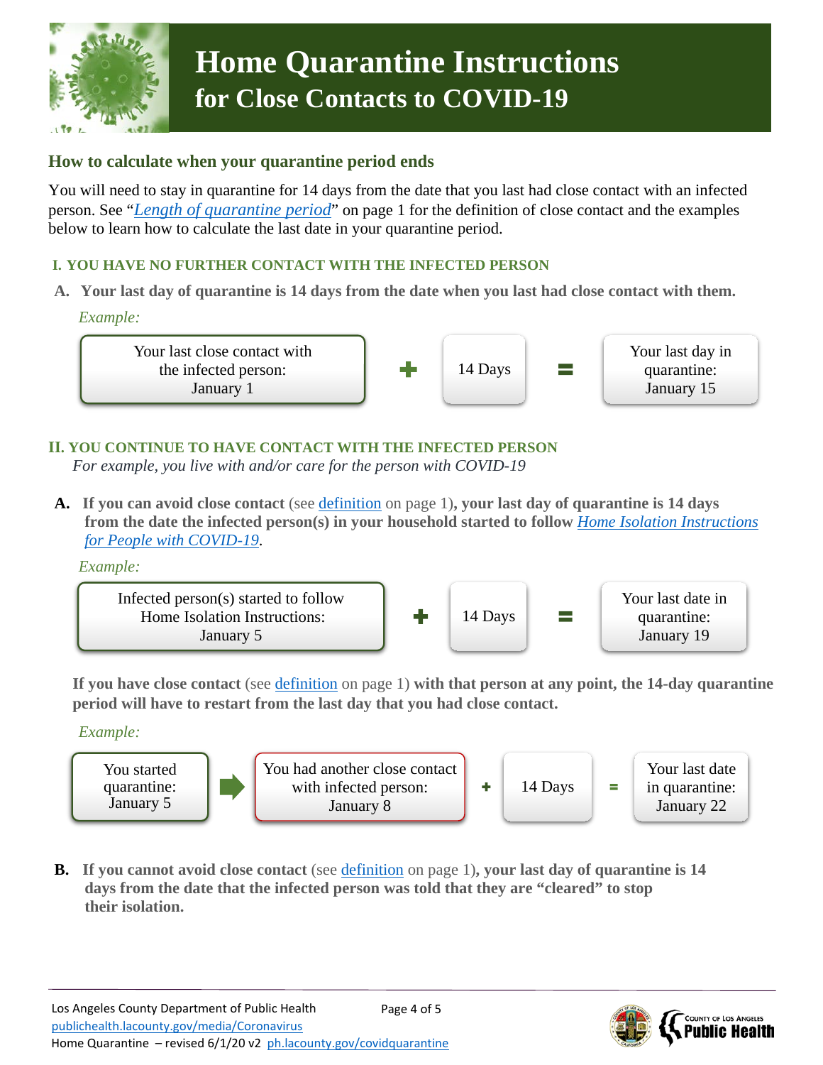# Home Quarantine Instructions for Close Contacts to COVID-19

## How to calculate when your quarantine period ends

You will need to stay in quarantine for 14 days from the date that you last had close contact with an infected person. See "*Length of quarantine period*" on page 1 for the definition of close contact and the examples below to learn how to calculate the last date in your quarantine period.

### I. YOU HAVE NO FURTHER CONTACT WITH THE INFECTED PERSON

**A. Your last day of quarantine is 14 days from the date when you last had close contact with them.**

*Example:*

Your last close contact with the infected person: January 1 + 14 Days = Your last day in quarantine: January 15

### II. YOU CONTINUE TO HAVE CONTACT WITH THE INFECTED PERSON

*For example, you live with and/or care for the person with COVID-19*

**A. If you can avoid close contact** (see definition on page 1)**, your last day of quarantine is 14 days from the date the infected person(s) in your household started to follow** *Home Isolation Instructions for People with COVID-19*.

*Example:*

Infected person(s) started to follow Home Isolation Instructions: January 5 + 14 Days = Your last date in quarantine: January 19

**If you have close contact** (see definition on page 1) **with that person at any point, the 14-day quarantine period will have to restart from the last day that you had close contact.**

*Example:*

You started quarantine: January 5 → You had another close contact with infected person: January 8 + 14 Days = Your last date in quarantine: January 22

**B. If you cannot avoid close contact** (see definition on page 1)**, your last day of quarantine is 14 days from the date that the infected person was told that they are "cleared" to stop their isolation.**

Los Angeles County Department of Public Health
publichealth.lacounty.gov/media/Coronavirus
Home Quarantine – revised 6/1/20 v2 ph.lacounty.gov/covidquarantine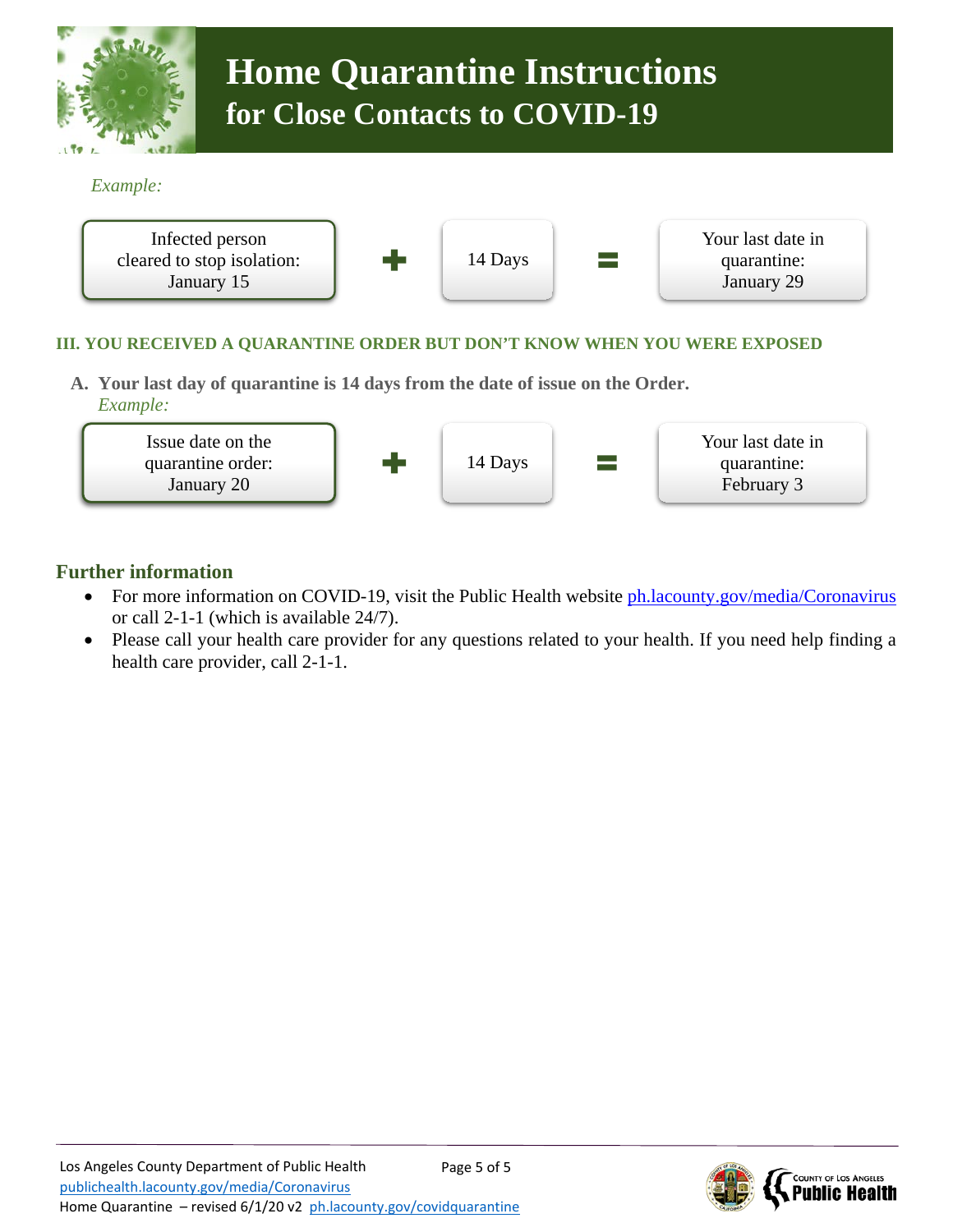# Home Quarantine Instructions
## for Close Contacts to COVID-19

*Example:*

Infected person cleared to stop isolation: January 15 **+** 14 Days **=** Your last date in quarantine: January 29

### III. YOU RECEIVED A QUARANTINE ORDER BUT DON'T KNOW WHEN YOU WERE EXPOSED

**A. Your last day of quarantine is 14 days from the date of issue on the Order.**
*Example:*

Issue date on the quarantine order: January 20 **+** 14 Days **=** Your last date in quarantine: February 3

## Further information

- For more information on COVID-19, visit the Public Health website ph.lacounty.gov/media/Coronavirus or call 2-1-1 (which is available 24/7).
- Please call your health care provider for any questions related to your health. If you need help finding a health care provider, call 2-1-1.